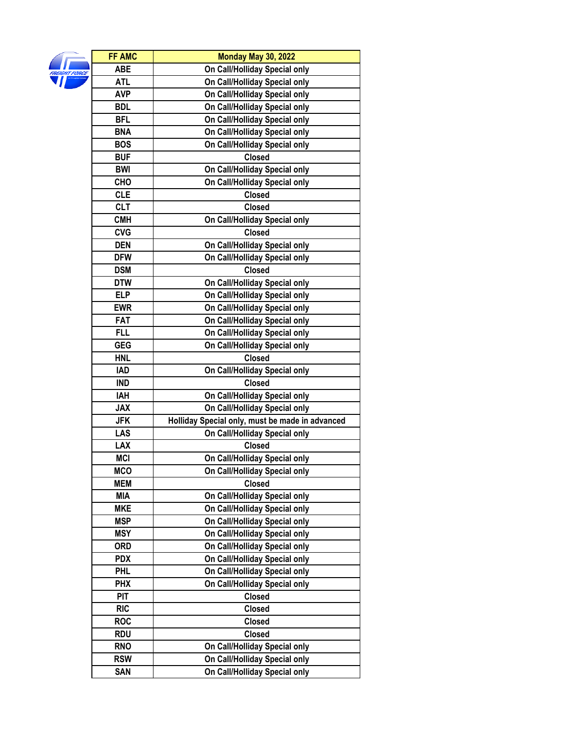| FF AMC | Monday May 30, 2022 |
|---|---|
| ABE | On Call/Holliday Special only |
| ATL | On Call/Holliday Special only |
| AVP | On Call/Holliday Special only |
| BDL | On Call/Holliday Special only |
| BFL | On Call/Holliday Special only |
| BNA | On Call/Holliday Special only |
| BOS | On Call/Holliday Special only |
| BUF | Closed |
| BWI | On Call/Holliday Special only |
| CHO | On Call/Holliday Special only |
| CLE | Closed |
| CLT | Closed |
| CMH | On Call/Holliday Special only |
| CVG | Closed |
| DEN | On Call/Holliday Special only |
| DFW | On Call/Holliday Special only |
| DSM | Closed |
| DTW | On Call/Holliday Special only |
| ELP | On Call/Holliday Special only |
| EWR | On Call/Holliday Special only |
| FAT | On Call/Holliday Special only |
| FLL | On Call/Holliday Special only |
| GEG | On Call/Holliday Special only |
| HNL | Closed |
| IAD | On Call/Holliday Special only |
| IND | Closed |
| IAH | On Call/Holliday Special only |
| JAX | On Call/Holliday Special only |
| JFK | Holliday Special only, must be made in advanced |
| LAS | On Call/Holliday Special only |
| LAX | Closed |
| MCI | On Call/Holliday Special only |
| MCO | On Call/Holliday Special only |
| MEM | Closed |
| MIA | On Call/Holliday Special only |
| MKE | On Call/Holliday Special only |
| MSP | On Call/Holliday Special only |
| MSY | On Call/Holliday Special only |
| ORD | On Call/Holliday Special only |
| PDX | On Call/Holliday Special only |
| PHL | On Call/Holliday Special only |
| PHX | On Call/Holliday Special only |
| PIT | Closed |
| RIC | Closed |
| ROC | Closed |
| RDU | Closed |
| RNO | On Call/Holliday Special only |
| RSW | On Call/Holliday Special only |
| SAN | On Call/Holliday Special only |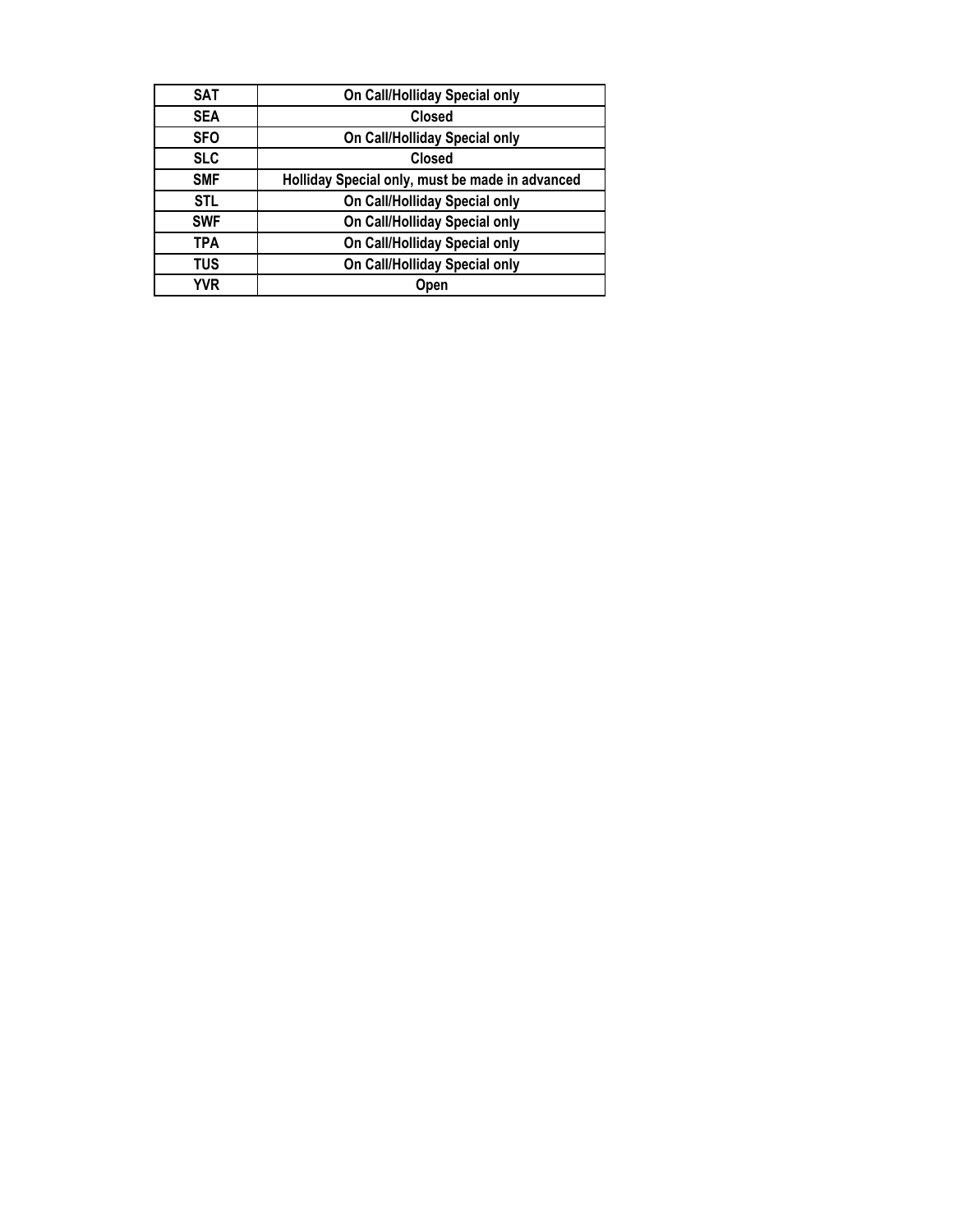| | |
|---|---|
| SAT | On Call/Holliday Special only |
| SEA | Closed |
| SFO | On Call/Holliday Special only |
| SLC | Closed |
| SMF | Holliday Special only, must be made in advanced |
| STL | On Call/Holliday Special only |
| SWF | On Call/Holliday Special only |
| TPA | On Call/Holliday Special only |
| TUS | On Call/Holliday Special only |
| YVR | Open |